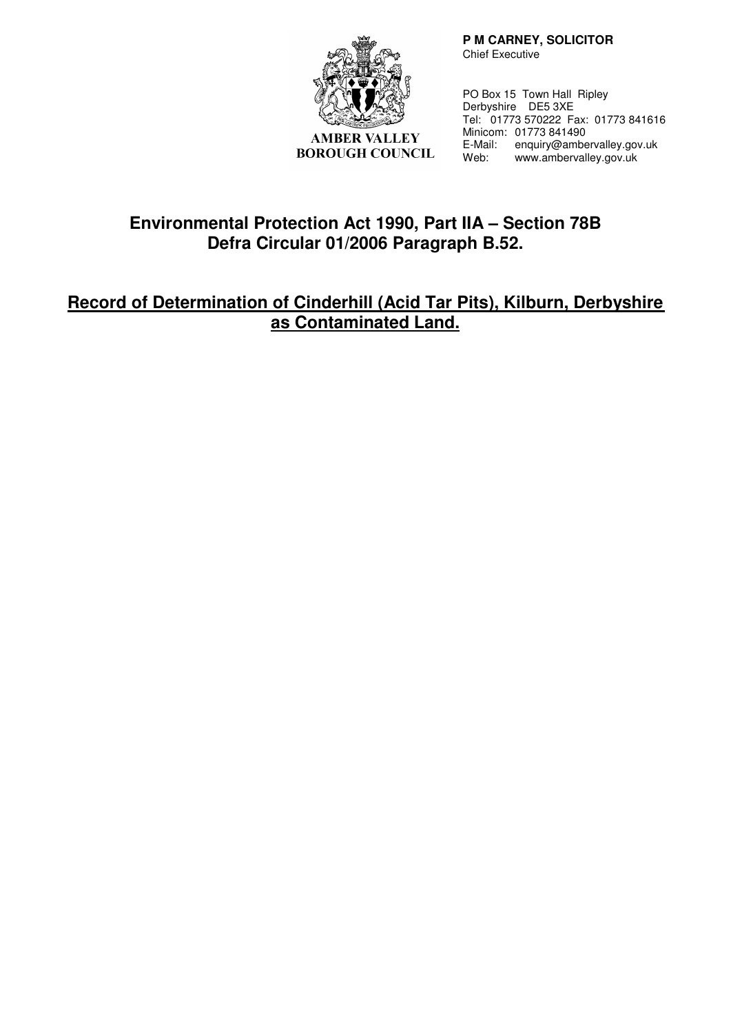AMBER VALLEY BOROUGH COUNCIL

**P M CARNEY, SOLICITOR**
Chief Executive

PO Box 15 Town Hall Ripley
Derbyshire DE5 3XE
Tel: 01773 570222 Fax: 01773 841616
Minicom: 01773 841490
E-Mail: enquiry@ambervalley.gov.uk
Web: www.ambervalley.gov.uk

## Environmental Protection Act 1990, Part IIA – Section 78B
## Defra Circular 01/2006 Paragraph B.52.

# Record of Determination of Cinderhill (Acid Tar Pits), Kilburn, Derbyshire as Contaminated Land.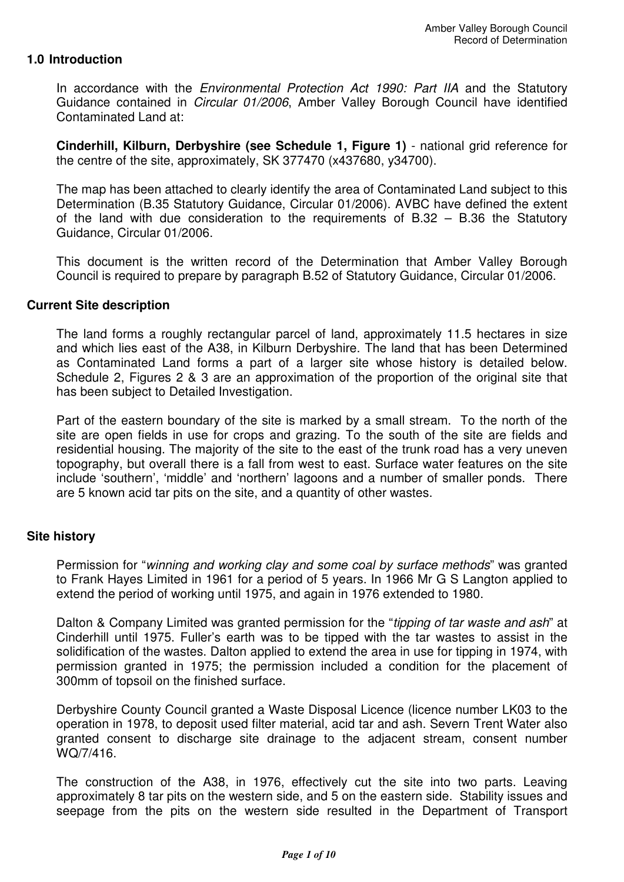## 1.0 Introduction

In accordance with the *Environmental Protection Act 1990: Part IIA* and the Statutory Guidance contained in *Circular 01/2006*, Amber Valley Borough Council have identified Contaminated Land at:

**Cinderhill, Kilburn, Derbyshire (see Schedule 1, Figure 1)** - national grid reference for the centre of the site, approximately, SK 377470 (x437680, y34700).

The map has been attached to clearly identify the area of Contaminated Land subject to this Determination (B.35 Statutory Guidance, Circular 01/2006). AVBC have defined the extent of the land with due consideration to the requirements of B.32 – B.36 the Statutory Guidance, Circular 01/2006.

This document is the written record of the Determination that Amber Valley Borough Council is required to prepare by paragraph B.52 of Statutory Guidance, Circular 01/2006.

### Current Site description

The land forms a roughly rectangular parcel of land, approximately 11.5 hectares in size and which lies east of the A38, in Kilburn Derbyshire. The land that has been Determined as Contaminated Land forms a part of a larger site whose history is detailed below. Schedule 2, Figures 2 & 3 are an approximation of the proportion of the original site that has been subject to Detailed Investigation.

Part of the eastern boundary of the site is marked by a small stream. To the north of the site are open fields in use for crops and grazing. To the south of the site are fields and residential housing. The majority of the site to the east of the trunk road has a very uneven topography, but overall there is a fall from west to east. Surface water features on the site include 'southern', 'middle' and 'northern' lagoons and a number of smaller ponds. There are 5 known acid tar pits on the site, and a quantity of other wastes.

### Site history

Permission for "*winning and working clay and some coal by surface methods*" was granted to Frank Hayes Limited in 1961 for a period of 5 years. In 1966 Mr G S Langton applied to extend the period of working until 1975, and again in 1976 extended to 1980.

Dalton & Company Limited was granted permission for the "*tipping of tar waste and ash*" at Cinderhill until 1975. Fuller's earth was to be tipped with the tar wastes to assist in the solidification of the wastes. Dalton applied to extend the area in use for tipping in 1974, with permission granted in 1975; the permission included a condition for the placement of 300mm of topsoil on the finished surface.

Derbyshire County Council granted a Waste Disposal Licence (licence number LK03 to the operation in 1978, to deposit used filter material, acid tar and ash. Severn Trent Water also granted consent to discharge site drainage to the adjacent stream, consent number WQ/7/416.

The construction of the A38, in 1976, effectively cut the site into two parts. Leaving approximately 8 tar pits on the western side, and 5 on the eastern side. Stability issues and seepage from the pits on the western side resulted in the Department of Transport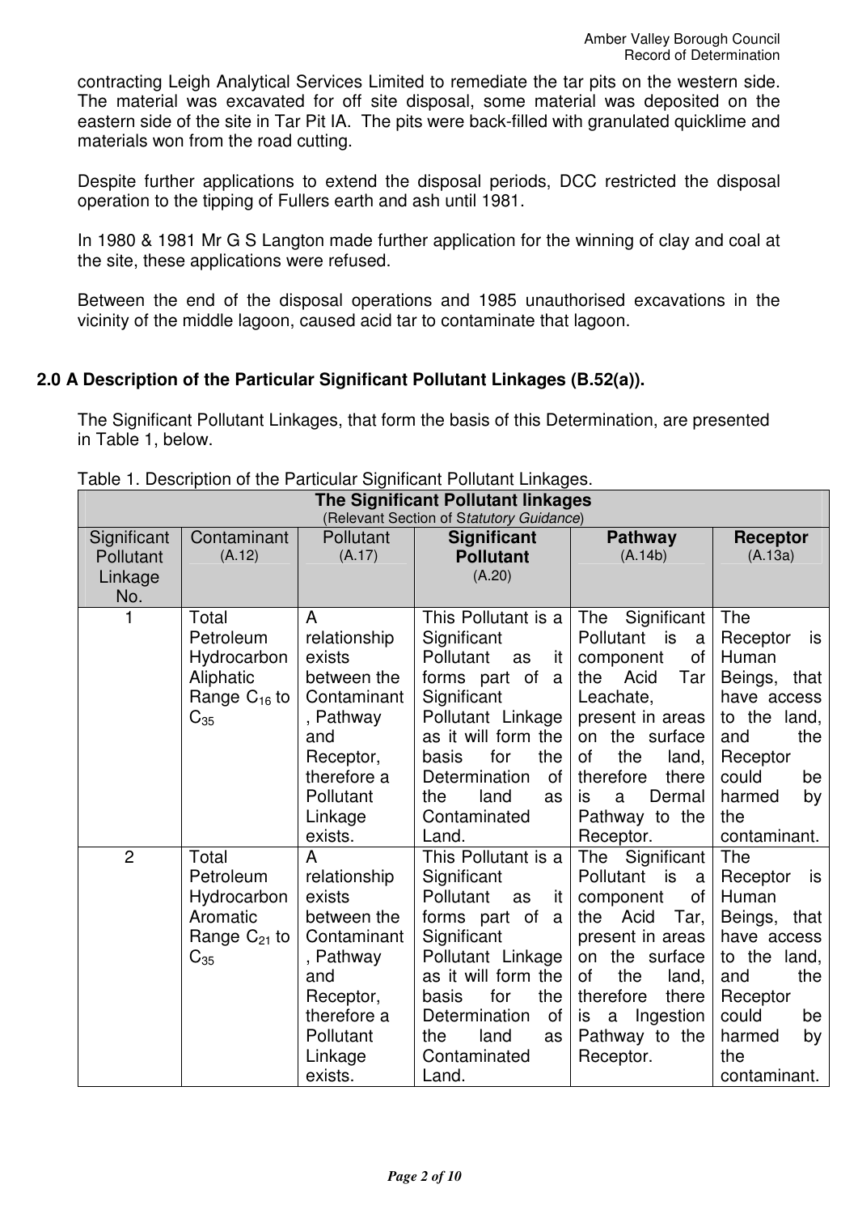contracting Leigh Analytical Services Limited to remediate the tar pits on the western side. The material was excavated for off site disposal, some material was deposited on the eastern side of the site in Tar Pit IA. The pits were back-filled with granulated quicklime and materials won from the road cutting.

Despite further applications to extend the disposal periods, DCC restricted the disposal operation to the tipping of Fullers earth and ash until 1981.

In 1980 & 1981 Mr G S Langton made further application for the winning of clay and coal at the site, these applications were refused.

Between the end of the disposal operations and 1985 unauthorised excavations in the vicinity of the middle lagoon, caused acid tar to contaminate that lagoon.

## 2.0 A Description of the Particular Significant Pollutant Linkages (B.52(a)).

The Significant Pollutant Linkages, that form the basis of this Determination, are presented in Table 1, below.

Table 1. Description of the Particular Significant Pollutant Linkages.

| **The Significant Pollutant linkages** (Relevant Section of *Statutory Guidance*) | | | | | |
|---|---|---|---|---|---|
| Significant Pollutant Linkage No. | Contaminant (A.12) | Pollutant (A.17) | **Significant Pollutant** (A.20) | **Pathway** (A.14b) | **Receptor** (A.13a) |
| 1 | Total Petroleum Hydrocarbon Aliphatic Range $C_{16}$ to $C_{35}$ | A relationship exists between the Contaminant, Pathway and Receptor, therefore a Pollutant Linkage exists. | This Pollutant is a Significant Pollutant as it forms part of a Significant Pollutant Linkage as it will form the basis for the Determination of the land as Contaminated Land. | The Significant Pollutant is a component of the Acid Tar Leachate, present in areas on the surface of the land, therefore there is a Dermal Pathway to the Receptor. | The Receptor is Human Beings, that have access to the land, and the Receptor could be harmed by the contaminant. |
| 2 | Total Petroleum Hydrocarbon Aromatic Range $C_{21}$ to $C_{35}$ | A relationship exists between the Contaminant, Pathway and Receptor, therefore a Pollutant Linkage exists. | This Pollutant is a Significant Pollutant as it forms part of a Significant Pollutant Linkage as it will form the basis for the Determination of the land as Contaminated Land. | The Significant Pollutant is a component of the Acid Tar, present in areas on the surface of the land, therefore there is a Ingestion Pathway to the Receptor. | The Receptor is Human Beings, that have access to the land, and the Receptor could be harmed by the contaminant. |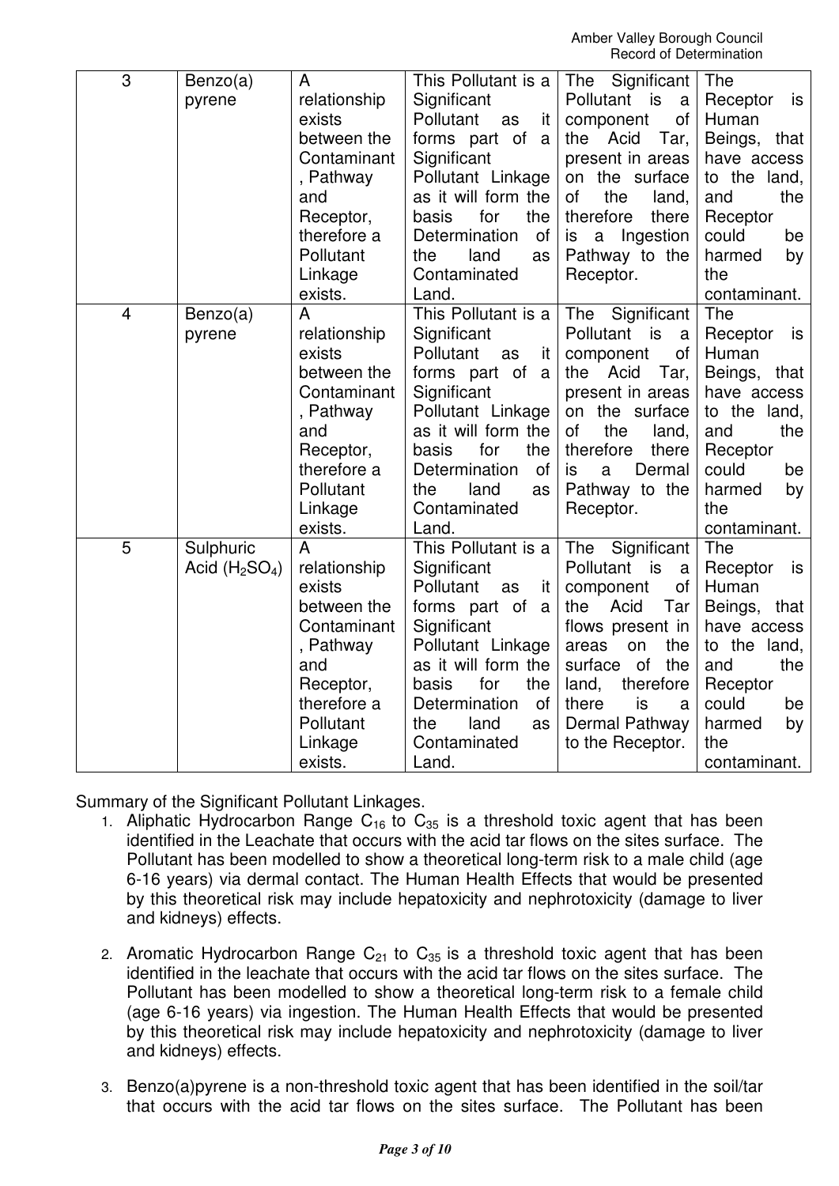| 3 | Benzo(a) pyrene | A relationship exists between the Contaminant, Pathway and Receptor, therefore a Pollutant Linkage exists. | This Pollutant is a Significant Pollutant as it forms part of a Significant Pollutant Linkage as it will form the basis for the Determination of the land as Contaminated Land. | The Significant Pollutant is a component of the Acid Tar, present in areas on the surface of the land, therefore there is a Ingestion Pathway to the Receptor. | The Receptor is Human Beings, that have access to the land, and the Receptor could be harmed by the contaminant. |
|---|---|---|---|---|---|
| 4 | Benzo(a) pyrene | A relationship exists between the Contaminant, Pathway and Receptor, therefore a Pollutant Linkage exists. | This Pollutant is a Significant Pollutant as it forms part of a Significant Pollutant Linkage as it will form the basis for the Determination of the land as Contaminated Land. | The Significant Pollutant is a component of the Acid Tar, present in areas on the surface of the land, therefore there is a Dermal Pathway to the Receptor. | The Receptor is Human Beings, that have access to the land, and the Receptor could be harmed by the contaminant. |
| 5 | Sulphuric Acid ($H_2SO_4$) | A relationship exists between the Contaminant, Pathway and Receptor, therefore a Pollutant Linkage exists. | This Pollutant is a Significant Pollutant as it forms part of a Significant Pollutant Linkage as it will form the basis for the Determination of the land as Contaminated Land. | The Significant Pollutant is a component of the Acid Tar flows present in areas on the surface of the land, therefore there is a Dermal Pathway to the Receptor. | The Receptor is Human Beings, that have access to the land, and the Receptor could be harmed by the contaminant. |

Summary of the Significant Pollutant Linkages.

1. Aliphatic Hydrocarbon Range $C_{16}$ to $C_{35}$ is a threshold toxic agent that has been identified in the Leachate that occurs with the acid tar flows on the sites surface. The Pollutant has been modelled to show a theoretical long-term risk to a male child (age 6-16 years) via dermal contact. The Human Health Effects that would be presented by this theoretical risk may include hepatoxicity and nephrotoxicity (damage to liver and kidneys) effects.

2. Aromatic Hydrocarbon Range $C_{21}$ to $C_{35}$ is a threshold toxic agent that has been identified in the leachate that occurs with the acid tar flows on the sites surface. The Pollutant has been modelled to show a theoretical long-term risk to a female child (age 6-16 years) via ingestion. The Human Health Effects that would be presented by this theoretical risk may include hepatoxicity and nephrotoxicity (damage to liver and kidneys) effects.

3. Benzo(a)pyrene is a non-threshold toxic agent that has been identified in the soil/tar that occurs with the acid tar flows on the sites surface. The Pollutant has been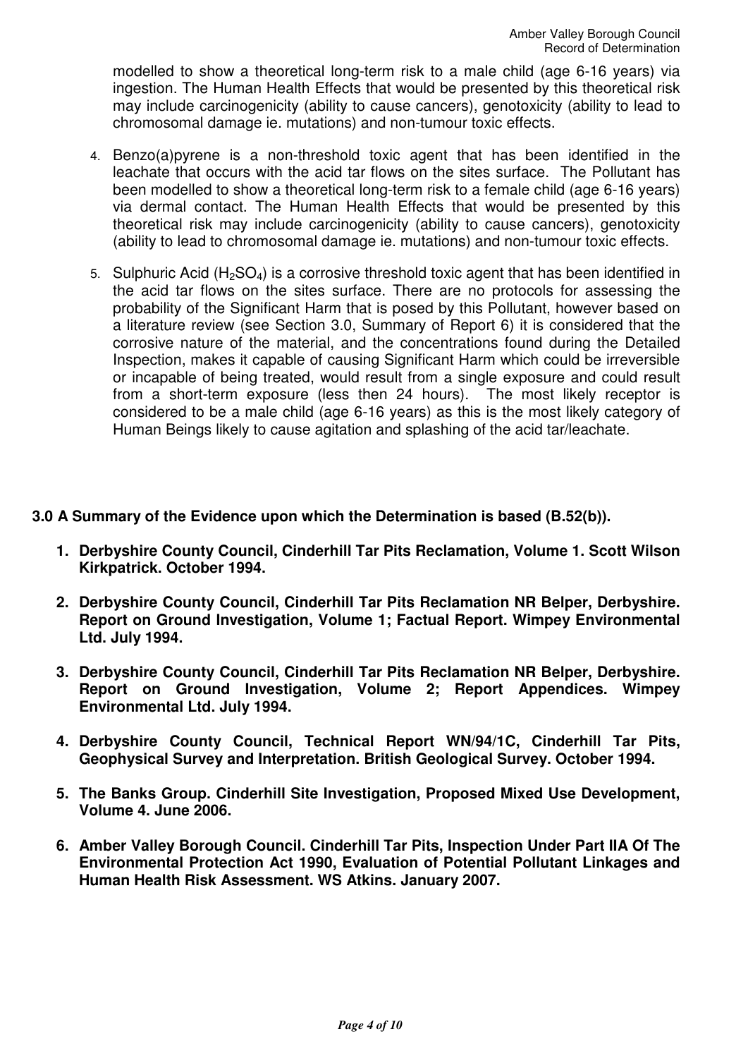modelled to show a theoretical long-term risk to a male child (age 6-16 years) via ingestion. The Human Health Effects that would be presented by this theoretical risk may include carcinogenicity (ability to cause cancers), genotoxicity (ability to lead to chromosomal damage ie. mutations) and non-tumour toxic effects.

4. Benzo(a)pyrene is a non-threshold toxic agent that has been identified in the leachate that occurs with the acid tar flows on the sites surface. The Pollutant has been modelled to show a theoretical long-term risk to a female child (age 6-16 years) via dermal contact. The Human Health Effects that would be presented by this theoretical risk may include carcinogenicity (ability to cause cancers), genotoxicity (ability to lead to chromosomal damage ie. mutations) and non-tumour toxic effects.

5. Sulphuric Acid ($H_2SO_4$) is a corrosive threshold toxic agent that has been identified in the acid tar flows on the sites surface. There are no protocols for assessing the probability of the Significant Harm that is posed by this Pollutant, however based on a literature review (see Section 3.0, Summary of Report 6) it is considered that the corrosive nature of the material, and the concentrations found during the Detailed Inspection, makes it capable of causing Significant Harm which could be irreversible or incapable of being treated, would result from a single exposure and could result from a short-term exposure (less then 24 hours). The most likely receptor is considered to be a male child (age 6-16 years) as this is the most likely category of Human Beings likely to cause agitation and splashing of the acid tar/leachate.

## 3.0 A Summary of the Evidence upon which the Determination is based (B.52(b)).

1. **Derbyshire County Council, Cinderhill Tar Pits Reclamation, Volume 1. Scott Wilson Kirkpatrick. October 1994.**

2. **Derbyshire County Council, Cinderhill Tar Pits Reclamation NR Belper, Derbyshire. Report on Ground Investigation, Volume 1; Factual Report. Wimpey Environmental Ltd. July 1994.**

3. **Derbyshire County Council, Cinderhill Tar Pits Reclamation NR Belper, Derbyshire. Report on Ground Investigation, Volume 2; Report Appendices. Wimpey Environmental Ltd. July 1994.**

4. **Derbyshire County Council, Technical Report WN/94/1C, Cinderhill Tar Pits, Geophysical Survey and Interpretation. British Geological Survey. October 1994.**

5. **The Banks Group. Cinderhill Site Investigation, Proposed Mixed Use Development, Volume 4. June 2006.**

6. **Amber Valley Borough Council. Cinderhill Tar Pits, Inspection Under Part IIA Of The Environmental Protection Act 1990, Evaluation of Potential Pollutant Linkages and Human Health Risk Assessment. WS Atkins. January 2007.**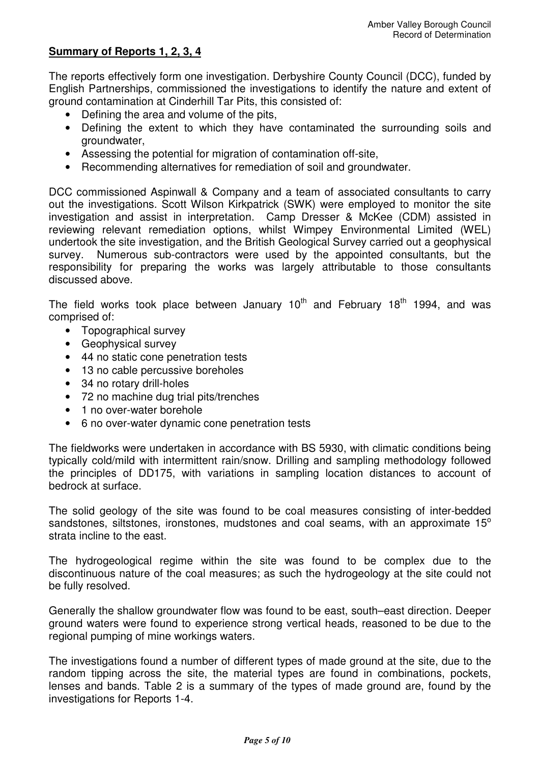**Summary of Reports 1, 2, 3, 4**

The reports effectively form one investigation. Derbyshire County Council (DCC), funded by English Partnerships, commissioned the investigations to identify the nature and extent of ground contamination at Cinderhill Tar Pits, this consisted of:

- Defining the area and volume of the pits,
- Defining the extent to which they have contaminated the surrounding soils and groundwater,
- Assessing the potential for migration of contamination off-site,
- Recommending alternatives for remediation of soil and groundwater.

DCC commissioned Aspinwall & Company and a team of associated consultants to carry out the investigations. Scott Wilson Kirkpatrick (SWK) were employed to monitor the site investigation and assist in interpretation. Camp Dresser & McKee (CDM) assisted in reviewing relevant remediation options, whilst Wimpey Environmental Limited (WEL) undertook the site investigation, and the British Geological Survey carried out a geophysical survey. Numerous sub-contractors were used by the appointed consultants, but the responsibility for preparing the works was largely attributable to those consultants discussed above.

The field works took place between January 10th and February 18th 1994, and was comprised of:

- Topographical survey
- Geophysical survey
- 44 no static cone penetration tests
- 13 no cable percussive boreholes
- 34 no rotary drill-holes
- 72 no machine dug trial pits/trenches
- 1 no over-water borehole
- 6 no over-water dynamic cone penetration tests

The fieldworks were undertaken in accordance with BS 5930, with climatic conditions being typically cold/mild with intermittent rain/snow. Drilling and sampling methodology followed the principles of DD175, with variations in sampling location distances to account of bedrock at surface.

The solid geology of the site was found to be coal measures consisting of inter-bedded sandstones, siltstones, ironstones, mudstones and coal seams, with an approximate 15$^{o}$ strata incline to the east.

The hydrogeological regime within the site was found to be complex due to the discontinuous nature of the coal measures; as such the hydrogeology at the site could not be fully resolved.

Generally the shallow groundwater flow was found to be east, south–east direction. Deeper ground waters were found to experience strong vertical heads, reasoned to be due to the regional pumping of mine workings waters.

The investigations found a number of different types of made ground at the site, due to the random tipping across the site, the material types are found in combinations, pockets, lenses and bands. Table 2 is a summary of the types of made ground are, found by the investigations for Reports 1-4.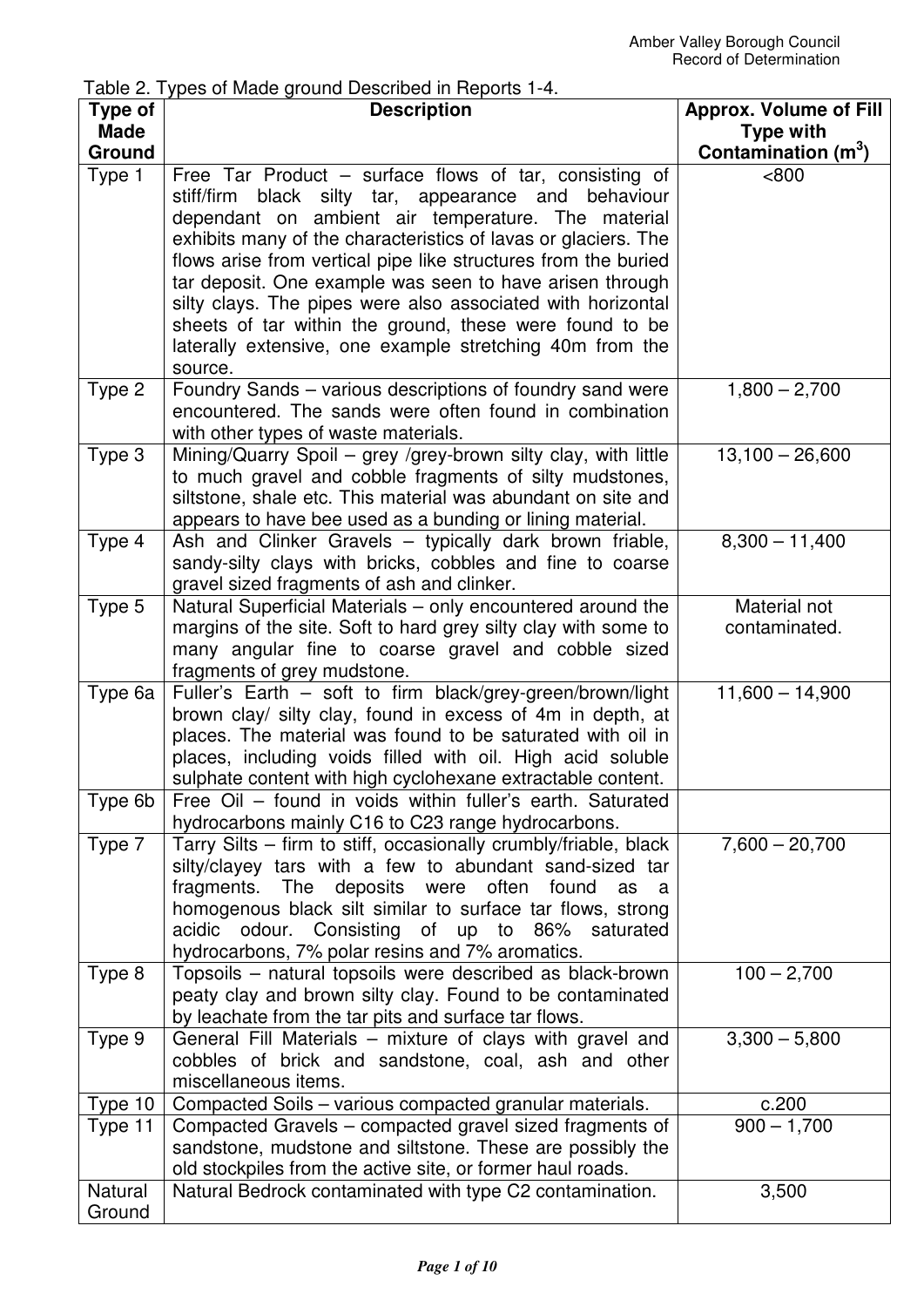Table 2. Types of Made ground Described in Reports 1-4.

| Type of Made Ground | Description | Approx. Volume of Fill Type with Contamination ($m^3$) |
|---|---|---|
| Type 1 | Free Tar Product – surface flows of tar, consisting of stiff/firm black silty tar, appearance and behaviour dependant on ambient air temperature. The material exhibits many of the characteristics of lavas or glaciers. The flows arise from vertical pipe like structures from the buried tar deposit. One example was seen to have arisen through silty clays. The pipes were also associated with horizontal sheets of tar within the ground, these were found to be laterally extensive, one example stretching 40m from the source. | <800 |
| Type 2 | Foundry Sands – various descriptions of foundry sand were encountered. The sands were often found in combination with other types of waste materials. | 1,800 – 2,700 |
| Type 3 | Mining/Quarry Spoil – grey /grey-brown silty clay, with little to much gravel and cobble fragments of silty mudstones, siltstone, shale etc. This material was abundant on site and appears to have bee used as a bunding or lining material. | 13,100 – 26,600 |
| Type 4 | Ash and Clinker Gravels – typically dark brown friable, sandy-silty clays with bricks, cobbles and fine to coarse gravel sized fragments of ash and clinker. | 8,300 – 11,400 |
| Type 5 | Natural Superficial Materials – only encountered around the margins of the site. Soft to hard grey silty clay with some to many angular fine to coarse gravel and cobble sized fragments of grey mudstone. | Material not contaminated. |
| Type 6a | Fuller's Earth – soft to firm black/grey-green/brown/light brown clay/ silty clay, found in excess of 4m in depth, at places. The material was found to be saturated with oil in places, including voids filled with oil. High acid soluble sulphate content with high cyclohexane extractable content. | 11,600 – 14,900 |
| Type 6b | Free Oil – found in voids within fuller's earth. Saturated hydrocarbons mainly C16 to C23 range hydrocarbons. | |
| Type 7 | Tarry Silts – firm to stiff, occasionally crumbly/friable, black silty/clayey tars with a few to abundant sand-sized tar fragments. The deposits were often found as a homogenous black silt similar to surface tar flows, strong acidic odour. Consisting of up to 86% saturated hydrocarbons, 7% polar resins and 7% aromatics. | 7,600 – 20,700 |
| Type 8 | Topsoils – natural topsoils were described as black-brown peaty clay and brown silty clay. Found to be contaminated by leachate from the tar pits and surface tar flows. | 100 – 2,700 |
| Type 9 | General Fill Materials – mixture of clays with gravel and cobbles of brick and sandstone, coal, ash and other miscellaneous items. | 3,300 – 5,800 |
| Type 10 | Compacted Soils – various compacted granular materials. | c.200 |
| Type 11 | Compacted Gravels – compacted gravel sized fragments of sandstone, mudstone and siltstone. These are possibly the old stockpiles from the active site, or former haul roads. | 900 – 1,700 |
| Natural Ground | Natural Bedrock contaminated with type C2 contamination. | 3,500 |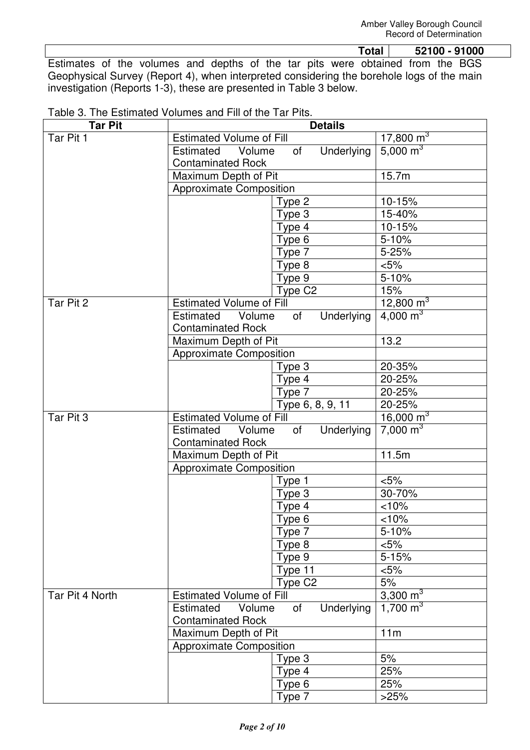| | Total | 52100 - 91000 |
|---|---|---|

Estimates of the volumes and depths of the tar pits were obtained from the BGS Geophysical Survey (Report 4), when interpreted considering the borehole logs of the main investigation (Reports 1-3), these are presented in Table 3 below.

Table 3. The Estimated Volumes and Fill of the Tar Pits.

| Tar Pit | Details | | |
|---|---|---|---|
| Tar Pit 1 | Estimated Volume of Fill | | 17,800 $m^3$ |
| | Estimated Volume of Underlying Contaminated Rock | | 5,000 $m^3$ |
| | Maximum Depth of Pit | | 15.7m |
| | Approximate Composition | | |
| | | Type 2 | 10-15% |
| | | Type 3 | 15-40% |
| | | Type 4 | 10-15% |
| | | Type 6 | 5-10% |
| | | Type 7 | 5-25% |
| | | Type 8 | <5% |
| | | Type 9 | 5-10% |
| | | Type C2 | 15% |
| Tar Pit 2 | Estimated Volume of Fill | | 12,800 $m^3$ |
| | Estimated Volume of Underlying Contaminated Rock | | 4,000 $m^3$ |
| | Maximum Depth of Pit | | 13.2 |
| | Approximate Composition | | |
| | | Type 3 | 20-35% |
| | | Type 4 | 20-25% |
| | | Type 7 | 20-25% |
| | | Type 6, 8, 9, 11 | 20-25% |
| Tar Pit 3 | Estimated Volume of Fill | | 16,000 $m^3$ |
| | Estimated Volume of Underlying Contaminated Rock | | 7,000 $m^3$ |
| | Maximum Depth of Pit | | 11.5m |
| | Approximate Composition | | |
| | | Type 1 | <5% |
| | | Type 3 | 30-70% |
| | | Type 4 | <10% |
| | | Type 6 | <10% |
| | | Type 7 | 5-10% |
| | | Type 8 | <5% |
| | | Type 9 | 5-15% |
| | | Type 11 | <5% |
| | | Type C2 | 5% |
| Tar Pit 4 North | Estimated Volume of Fill | | 3,300 $m^3$ |
| | Estimated Volume of Underlying Contaminated Rock | | 1,700 $m^3$ |
| | Maximum Depth of Pit | | 11m |
| | Approximate Composition | | |
| | | Type 3 | 5% |
| | | Type 4 | 25% |
| | | Type 6 | 25% |
| | | Type 7 | >25% |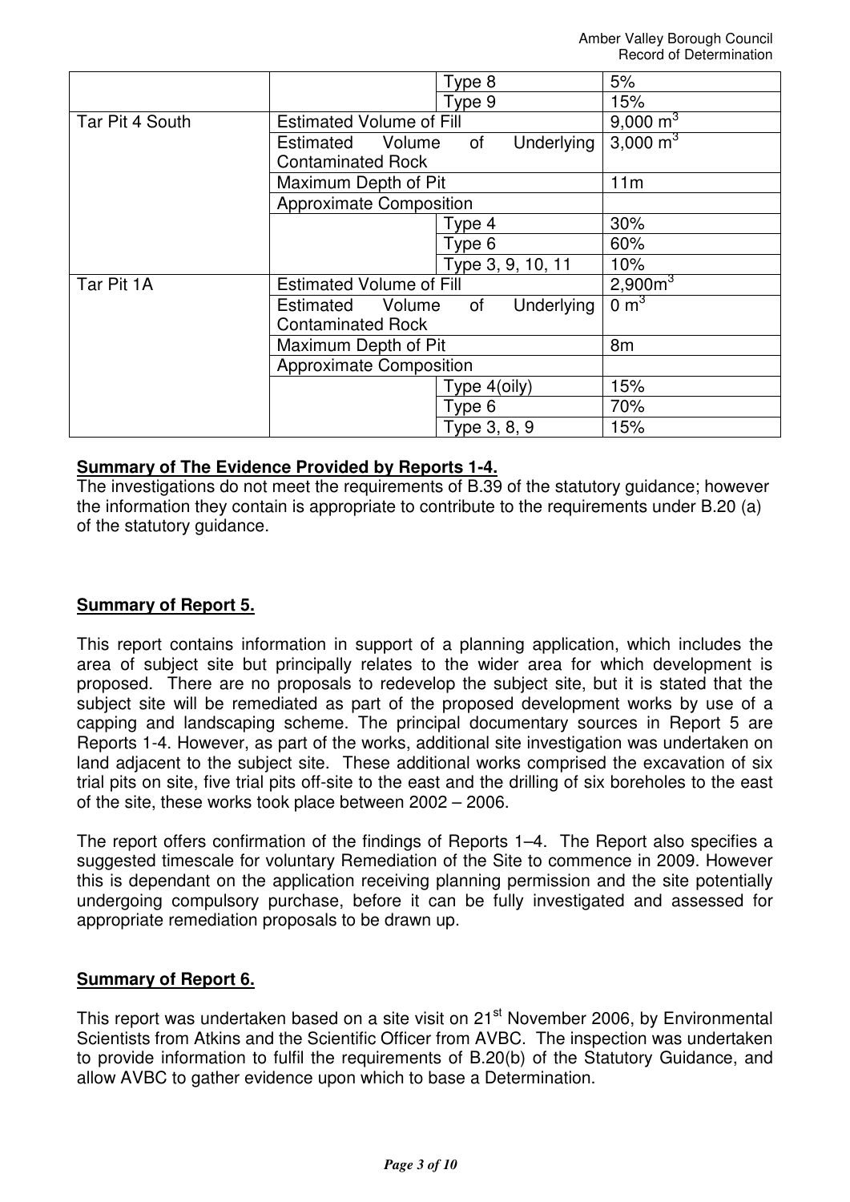| | | | |
|---|---|---|---|
| | | Type 8 | 5% |
| | | Type 9 | 15% |
| Tar Pit 4 South | Estimated Volume of Fill | | 9,000 $m^3$ |
| | Estimated Volume of Underlying Contaminated Rock | | 3,000 $m^3$ |
| | Maximum Depth of Pit | | 11m |
| | Approximate Composition | | |
| | | Type 4 | 30% |
| | | Type 6 | 60% |
| | | Type 3, 9, 10, 11 | 10% |
| Tar Pit 1A | Estimated Volume of Fill | | 2,900$m^3$ |
| | Estimated Volume of Underlying Contaminated Rock | | 0 $m^3$ |
| | Maximum Depth of Pit | | 8m |
| | Approximate Composition | | |
| | | Type 4(oily) | 15% |
| | | Type 6 | 70% |
| | | Type 3, 8, 9 | 15% |

**Summary of The Evidence Provided by Reports 1-4.**

The investigations do not meet the requirements of B.39 of the statutory guidance; however the information they contain is appropriate to contribute to the requirements under B.20 (a) of the statutory guidance.

**Summary of Report 5.**

This report contains information in support of a planning application, which includes the area of subject site but principally relates to the wider area for which development is proposed. There are no proposals to redevelop the subject site, but it is stated that the subject site will be remediated as part of the proposed development works by use of a capping and landscaping scheme. The principal documentary sources in Report 5 are Reports 1-4. However, as part of the works, additional site investigation was undertaken on land adjacent to the subject site. These additional works comprised the excavation of six trial pits on site, five trial pits off-site to the east and the drilling of six boreholes to the east of the site, these works took place between 2002 – 2006.

The report offers confirmation of the findings of Reports 1–4. The Report also specifies a suggested timescale for voluntary Remediation of the Site to commence in 2009. However this is dependant on the application receiving planning permission and the site potentially undergoing compulsory purchase, before it can be fully investigated and assessed for appropriate remediation proposals to be drawn up.

**Summary of Report 6.**

This report was undertaken based on a site visit on 21st November 2006, by Environmental Scientists from Atkins and the Scientific Officer from AVBC. The inspection was undertaken to provide information to fulfil the requirements of B.20(b) of the Statutory Guidance, and allow AVBC to gather evidence upon which to base a Determination.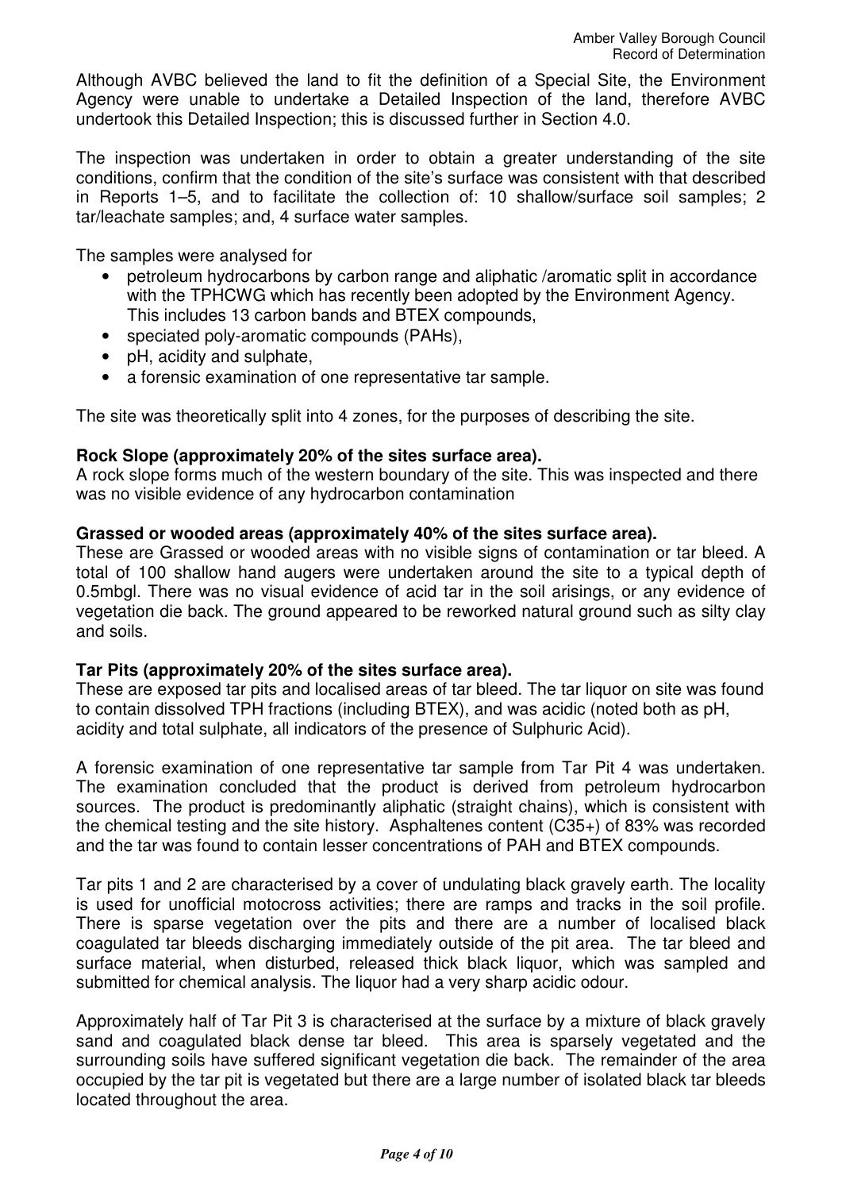Although AVBC believed the land to fit the definition of a Special Site, the Environment Agency were unable to undertake a Detailed Inspection of the land, therefore AVBC undertook this Detailed Inspection; this is discussed further in Section 4.0.

The inspection was undertaken in order to obtain a greater understanding of the site conditions, confirm that the condition of the site's surface was consistent with that described in Reports 1–5, and to facilitate the collection of: 10 shallow/surface soil samples; 2 tar/leachate samples; and, 4 surface water samples.

The samples were analysed for

- petroleum hydrocarbons by carbon range and aliphatic /aromatic split in accordance with the TPHCWG which has recently been adopted by the Environment Agency. This includes 13 carbon bands and BTEX compounds,
- speciated poly-aromatic compounds (PAHs),
- pH, acidity and sulphate,
- a forensic examination of one representative tar sample.

The site was theoretically split into 4 zones, for the purposes of describing the site.

**Rock Slope (approximately 20% of the sites surface area).**
A rock slope forms much of the western boundary of the site. This was inspected and there was no visible evidence of any hydrocarbon contamination

**Grassed or wooded areas (approximately 40% of the sites surface area).**
These are Grassed or wooded areas with no visible signs of contamination or tar bleed. A total of 100 shallow hand augers were undertaken around the site to a typical depth of 0.5mbgl. There was no visual evidence of acid tar in the soil arisings, or any evidence of vegetation die back. The ground appeared to be reworked natural ground such as silty clay and soils.

**Tar Pits (approximately 20% of the sites surface area).**
These are exposed tar pits and localised areas of tar bleed. The tar liquor on site was found to contain dissolved TPH fractions (including BTEX), and was acidic (noted both as pH, acidity and total sulphate, all indicators of the presence of Sulphuric Acid).

A forensic examination of one representative tar sample from Tar Pit 4 was undertaken. The examination concluded that the product is derived from petroleum hydrocarbon sources. The product is predominantly aliphatic (straight chains), which is consistent with the chemical testing and the site history. Asphaltenes content (C35+) of 83% was recorded and the tar was found to contain lesser concentrations of PAH and BTEX compounds.

Tar pits 1 and 2 are characterised by a cover of undulating black gravely earth. The locality is used for unofficial motocross activities; there are ramps and tracks in the soil profile. There is sparse vegetation over the pits and there are a number of localised black coagulated tar bleeds discharging immediately outside of the pit area. The tar bleed and surface material, when disturbed, released thick black liquor, which was sampled and submitted for chemical analysis. The liquor had a very sharp acidic odour.

Approximately half of Tar Pit 3 is characterised at the surface by a mixture of black gravely sand and coagulated black dense tar bleed. This area is sparsely vegetated and the surrounding soils have suffered significant vegetation die back. The remainder of the area occupied by the tar pit is vegetated but there are a large number of isolated black tar bleeds located throughout the area.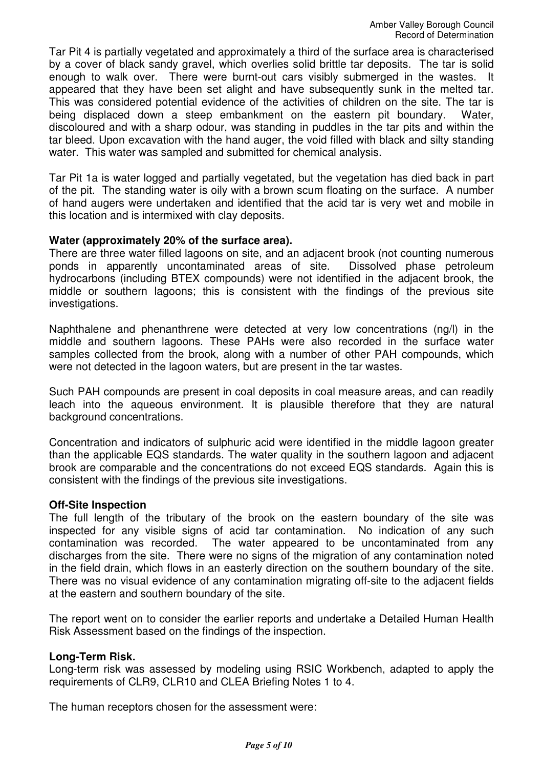Tar Pit 4 is partially vegetated and approximately a third of the surface area is characterised by a cover of black sandy gravel, which overlies solid brittle tar deposits. The tar is solid enough to walk over. There were burnt-out cars visibly submerged in the wastes. It appeared that they have been set alight and have subsequently sunk in the melted tar. This was considered potential evidence of the activities of children on the site. The tar is being displaced down a steep embankment on the eastern pit boundary. Water, discoloured and with a sharp odour, was standing in puddles in the tar pits and within the tar bleed. Upon excavation with the hand auger, the void filled with black and silty standing water. This water was sampled and submitted for chemical analysis.

Tar Pit 1a is water logged and partially vegetated, but the vegetation has died back in part of the pit. The standing water is oily with a brown scum floating on the surface. A number of hand augers were undertaken and identified that the acid tar is very wet and mobile in this location and is intermixed with clay deposits.

**Water (approximately 20% of the surface area).**

There are three water filled lagoons on site, and an adjacent brook (not counting numerous ponds in apparently uncontaminated areas of site. Dissolved phase petroleum hydrocarbons (including BTEX compounds) were not identified in the adjacent brook, the middle or southern lagoons; this is consistent with the findings of the previous site investigations.

Naphthalene and phenanthrene were detected at very low concentrations (ng/l) in the middle and southern lagoons. These PAHs were also recorded in the surface water samples collected from the brook, along with a number of other PAH compounds, which were not detected in the lagoon waters, but are present in the tar wastes.

Such PAH compounds are present in coal deposits in coal measure areas, and can readily leach into the aqueous environment. It is plausible therefore that they are natural background concentrations.

Concentration and indicators of sulphuric acid were identified in the middle lagoon greater than the applicable EQS standards. The water quality in the southern lagoon and adjacent brook are comparable and the concentrations do not exceed EQS standards. Again this is consistent with the findings of the previous site investigations.

**Off-Site Inspection**

The full length of the tributary of the brook on the eastern boundary of the site was inspected for any visible signs of acid tar contamination. No indication of any such contamination was recorded. The water appeared to be uncontaminated from any discharges from the site. There were no signs of the migration of any contamination noted in the field drain, which flows in an easterly direction on the southern boundary of the site. There was no visual evidence of any contamination migrating off-site to the adjacent fields at the eastern and southern boundary of the site.

The report went on to consider the earlier reports and undertake a Detailed Human Health Risk Assessment based on the findings of the inspection.

**Long-Term Risk.**

Long-term risk was assessed by modeling using RSIC Workbench, adapted to apply the requirements of CLR9, CLR10 and CLEA Briefing Notes 1 to 4.

The human receptors chosen for the assessment were: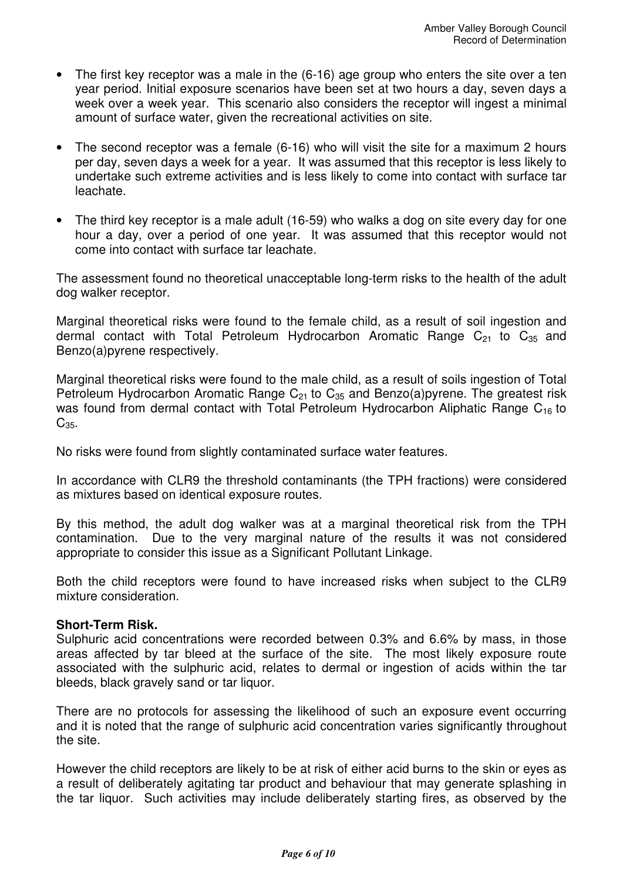- The first key receptor was a male in the (6-16) age group who enters the site over a ten year period. Initial exposure scenarios have been set at two hours a day, seven days a week over a week year. This scenario also considers the receptor will ingest a minimal amount of surface water, given the recreational activities on site.

- The second receptor was a female (6-16) who will visit the site for a maximum 2 hours per day, seven days a week for a year. It was assumed that this receptor is less likely to undertake such extreme activities and is less likely to come into contact with surface tar leachate.

- The third key receptor is a male adult (16-59) who walks a dog on site every day for one hour a day, over a period of one year. It was assumed that this receptor would not come into contact with surface tar leachate.

The assessment found no theoretical unacceptable long-term risks to the health of the adult dog walker receptor.

Marginal theoretical risks were found to the female child, as a result of soil ingestion and dermal contact with Total Petroleum Hydrocarbon Aromatic Range $C_{21}$ to $C_{35}$ and Benzo(a)pyrene respectively.

Marginal theoretical risks were found to the male child, as a result of soils ingestion of Total Petroleum Hydrocarbon Aromatic Range $C_{21}$ to $C_{35}$ and Benzo(a)pyrene. The greatest risk was found from dermal contact with Total Petroleum Hydrocarbon Aliphatic Range $C_{16}$ to $C_{35}$.

No risks were found from slightly contaminated surface water features.

In accordance with CLR9 the threshold contaminants (the TPH fractions) were considered as mixtures based on identical exposure routes.

By this method, the adult dog walker was at a marginal theoretical risk from the TPH contamination. Due to the very marginal nature of the results it was not considered appropriate to consider this issue as a Significant Pollutant Linkage.

Both the child receptors were found to have increased risks when subject to the CLR9 mixture consideration.

**Short-Term Risk.**

Sulphuric acid concentrations were recorded between 0.3% and 6.6% by mass, in those areas affected by tar bleed at the surface of the site. The most likely exposure route associated with the sulphuric acid, relates to dermal or ingestion of acids within the tar bleeds, black gravely sand or tar liquor.

There are no protocols for assessing the likelihood of such an exposure event occurring and it is noted that the range of sulphuric acid concentration varies significantly throughout the site.

However the child receptors are likely to be at risk of either acid burns to the skin or eyes as a result of deliberately agitating tar product and behaviour that may generate splashing in the tar liquor. Such activities may include deliberately starting fires, as observed by the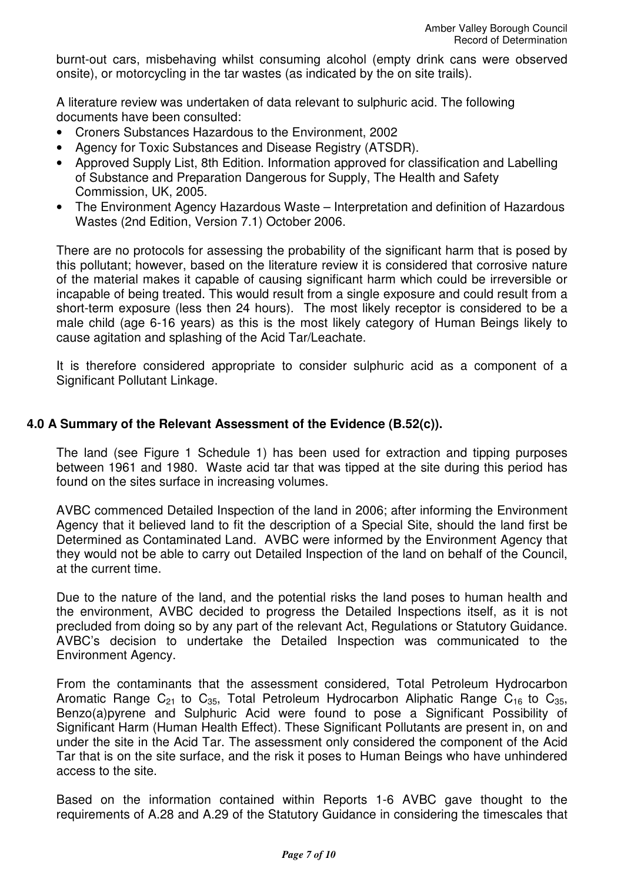burnt-out cars, misbehaving whilst consuming alcohol (empty drink cans were observed onsite), or motorcycling in the tar wastes (as indicated by the on site trails).

A literature review was undertaken of data relevant to sulphuric acid. The following documents have been consulted:

- Croners Substances Hazardous to the Environment, 2002
- Agency for Toxic Substances and Disease Registry (ATSDR).
- Approved Supply List, 8th Edition. Information approved for classification and Labelling of Substance and Preparation Dangerous for Supply, The Health and Safety Commission, UK, 2005.
- The Environment Agency Hazardous Waste – Interpretation and definition of Hazardous Wastes (2nd Edition, Version 7.1) October 2006.

There are no protocols for assessing the probability of the significant harm that is posed by this pollutant; however, based on the literature review it is considered that corrosive nature of the material makes it capable of causing significant harm which could be irreversible or incapable of being treated. This would result from a single exposure and could result from a short-term exposure (less then 24 hours). The most likely receptor is considered to be a male child (age 6-16 years) as this is the most likely category of Human Beings likely to cause agitation and splashing of the Acid Tar/Leachate.

It is therefore considered appropriate to consider sulphuric acid as a component of a Significant Pollutant Linkage.

## 4.0 A Summary of the Relevant Assessment of the Evidence (B.52(c)).

The land (see Figure 1 Schedule 1) has been used for extraction and tipping purposes between 1961 and 1980. Waste acid tar that was tipped at the site during this period has found on the sites surface in increasing volumes.

AVBC commenced Detailed Inspection of the land in 2006; after informing the Environment Agency that it believed land to fit the description of a Special Site, should the land first be Determined as Contaminated Land. AVBC were informed by the Environment Agency that they would not be able to carry out Detailed Inspection of the land on behalf of the Council, at the current time.

Due to the nature of the land, and the potential risks the land poses to human health and the environment, AVBC decided to progress the Detailed Inspections itself, as it is not precluded from doing so by any part of the relevant Act, Regulations or Statutory Guidance. AVBC's decision to undertake the Detailed Inspection was communicated to the Environment Agency.

From the contaminants that the assessment considered, Total Petroleum Hydrocarbon Aromatic Range $C_{21}$ to $C_{35}$, Total Petroleum Hydrocarbon Aliphatic Range $C_{16}$ to $C_{35}$, Benzo(a)pyrene and Sulphuric Acid were found to pose a Significant Possibility of Significant Harm (Human Health Effect). These Significant Pollutants are present in, on and under the site in the Acid Tar. The assessment only considered the component of the Acid Tar that is on the site surface, and the risk it poses to Human Beings who have unhindered access to the site.

Based on the information contained within Reports 1-6 AVBC gave thought to the requirements of A.28 and A.29 of the Statutory Guidance in considering the timescales that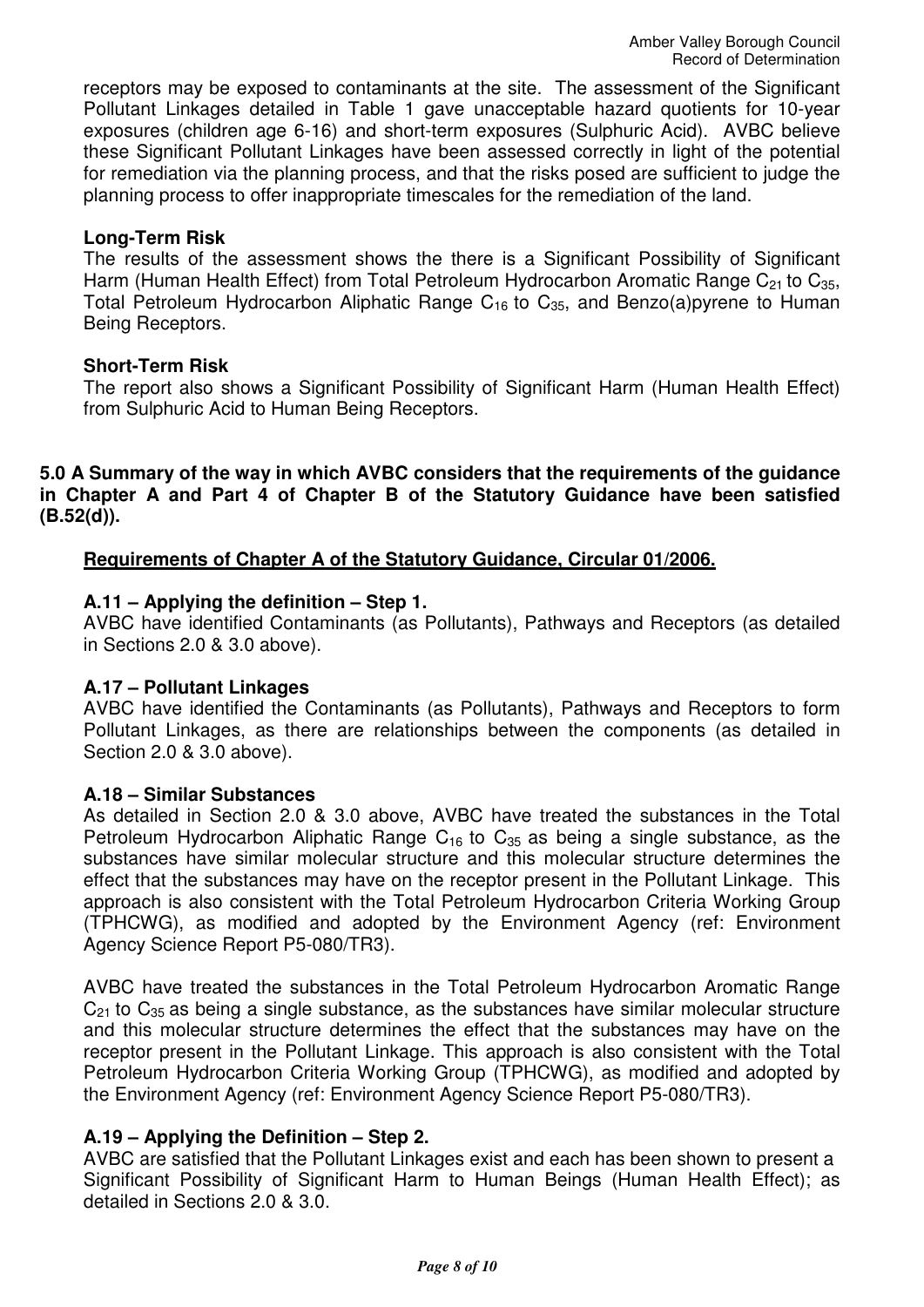receptors may be exposed to contaminants at the site. The assessment of the Significant Pollutant Linkages detailed in Table 1 gave unacceptable hazard quotients for 10-year exposures (children age 6-16) and short-term exposures (Sulphuric Acid). AVBC believe these Significant Pollutant Linkages have been assessed correctly in light of the potential for remediation via the planning process, and that the risks posed are sufficient to judge the planning process to offer inappropriate timescales for the remediation of the land.

**Long-Term Risk**

The results of the assessment shows the there is a Significant Possibility of Significant Harm (Human Health Effect) from Total Petroleum Hydrocarbon Aromatic Range $C_{21}$ to $C_{35}$, Total Petroleum Hydrocarbon Aliphatic Range $C_{16}$ to $C_{35}$, and Benzo(a)pyrene to Human Being Receptors.

**Short-Term Risk**

The report also shows a Significant Possibility of Significant Harm (Human Health Effect) from Sulphuric Acid to Human Being Receptors.

**5.0 A Summary of the way in which AVBC considers that the requirements of the guidance in Chapter A and Part 4 of Chapter B of the Statutory Guidance have been satisfied (B.52(d)).**

**<u>Requirements of Chapter A of the Statutory Guidance, Circular 01/2006.</u>**

**A.11 – Applying the definition – Step 1.**

AVBC have identified Contaminants (as Pollutants), Pathways and Receptors (as detailed in Sections 2.0 & 3.0 above).

**A.17 – Pollutant Linkages**

AVBC have identified the Contaminants (as Pollutants), Pathways and Receptors to form Pollutant Linkages, as there are relationships between the components (as detailed in Section 2.0 & 3.0 above).

**A.18 – Similar Substances**

As detailed in Section 2.0 & 3.0 above, AVBC have treated the substances in the Total Petroleum Hydrocarbon Aliphatic Range $C_{16}$ to $C_{35}$ as being a single substance, as the substances have similar molecular structure and this molecular structure determines the effect that the substances may have on the receptor present in the Pollutant Linkage. This approach is also consistent with the Total Petroleum Hydrocarbon Criteria Working Group (TPHCWG), as modified and adopted by the Environment Agency (ref: Environment Agency Science Report P5-080/TR3).

AVBC have treated the substances in the Total Petroleum Hydrocarbon Aromatic Range $C_{21}$ to $C_{35}$ as being a single substance, as the substances have similar molecular structure and this molecular structure determines the effect that the substances may have on the receptor present in the Pollutant Linkage. This approach is also consistent with the Total Petroleum Hydrocarbon Criteria Working Group (TPHCWG), as modified and adopted by the Environment Agency (ref: Environment Agency Science Report P5-080/TR3).

**A.19 – Applying the Definition – Step 2.**

AVBC are satisfied that the Pollutant Linkages exist and each has been shown to present a Significant Possibility of Significant Harm to Human Beings (Human Health Effect); as detailed in Sections 2.0 & 3.0.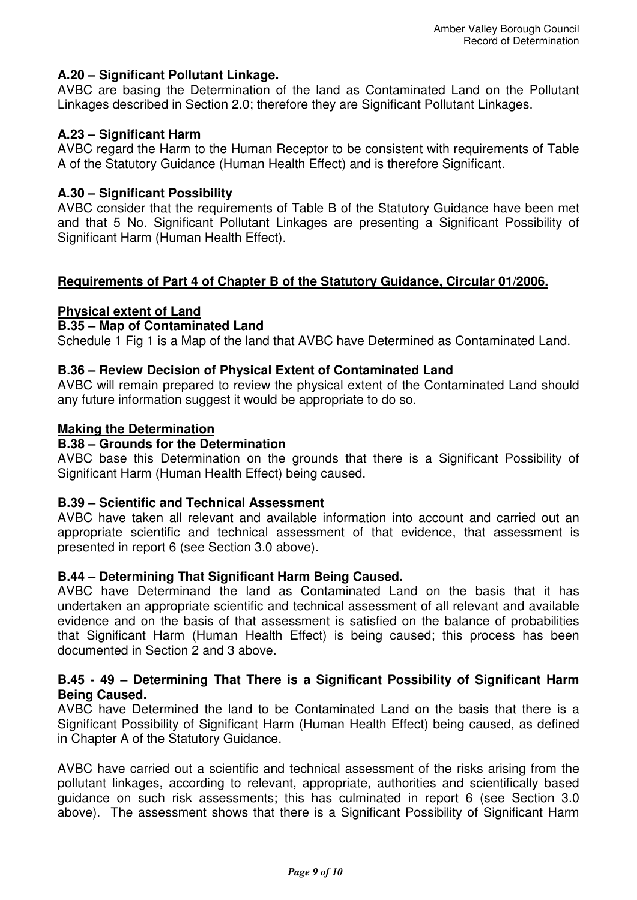**A.20 – Significant Pollutant Linkage.**
AVBC are basing the Determination of the land as Contaminated Land on the Pollutant Linkages described in Section 2.0; therefore they are Significant Pollutant Linkages.

**A.23 – Significant Harm**
AVBC regard the Harm to the Human Receptor to be consistent with requirements of Table A of the Statutory Guidance (Human Health Effect) and is therefore Significant.

**A.30 – Significant Possibility**
AVBC consider that the requirements of Table B of the Statutory Guidance have been met and that 5 No. Significant Pollutant Linkages are presenting a Significant Possibility of Significant Harm (Human Health Effect).

**Requirements of Part 4 of Chapter B of the Statutory Guidance, Circular 01/2006.**

**Physical extent of Land**

**B.35 – Map of Contaminated Land**
Schedule 1 Fig 1 is a Map of the land that AVBC have Determined as Contaminated Land.

**B.36 – Review Decision of Physical Extent of Contaminated Land**
AVBC will remain prepared to review the physical extent of the Contaminated Land should any future information suggest it would be appropriate to do so.

**Making the Determination**

**B.38 – Grounds for the Determination**
AVBC base this Determination on the grounds that there is a Significant Possibility of Significant Harm (Human Health Effect) being caused.

**B.39 – Scientific and Technical Assessment**
AVBC have taken all relevant and available information into account and carried out an appropriate scientific and technical assessment of that evidence, that assessment is presented in report 6 (see Section 3.0 above).

**B.44 – Determining That Significant Harm Being Caused.**
AVBC have Determinand the land as Contaminated Land on the basis that it has undertaken an appropriate scientific and technical assessment of all relevant and available evidence and on the basis of that assessment is satisfied on the balance of probabilities that Significant Harm (Human Health Effect) is being caused; this process has been documented in Section 2 and 3 above.

**B.45 - 49 – Determining That There is a Significant Possibility of Significant Harm Being Caused.**
AVBC have Determined the land to be Contaminated Land on the basis that there is a Significant Possibility of Significant Harm (Human Health Effect) being caused, as defined in Chapter A of the Statutory Guidance.

AVBC have carried out a scientific and technical assessment of the risks arising from the pollutant linkages, according to relevant, appropriate, authorities and scientifically based guidance on such risk assessments; this has culminated in report 6 (see Section 3.0 above). The assessment shows that there is a Significant Possibility of Significant Harm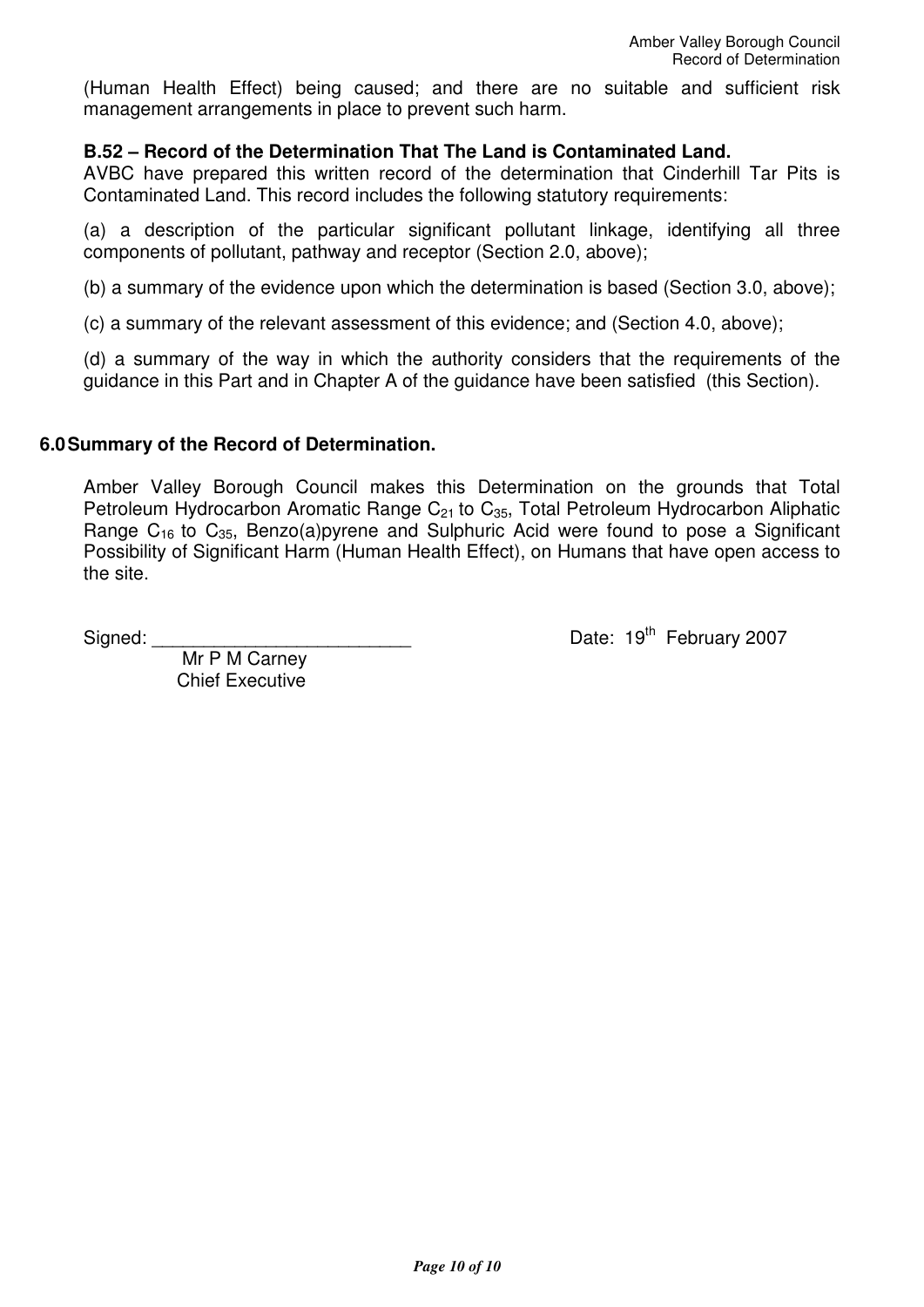(Human Health Effect) being caused; and there are no suitable and sufficient risk management arrangements in place to prevent such harm.

**B.52 – Record of the Determination That The Land is Contaminated Land.**

AVBC have prepared this written record of the determination that Cinderhill Tar Pits is Contaminated Land. This record includes the following statutory requirements:

(a) a description of the particular significant pollutant linkage, identifying all three components of pollutant, pathway and receptor (Section 2.0, above);

(b) a summary of the evidence upon which the determination is based (Section 3.0, above);

(c) a summary of the relevant assessment of this evidence; and (Section 4.0, above);

(d) a summary of the way in which the authority considers that the requirements of the guidance in this Part and in Chapter A of the guidance have been satisfied (this Section).

## 6.0 Summary of the Record of Determination.

Amber Valley Borough Council makes this Determination on the grounds that Total Petroleum Hydrocarbon Aromatic Range $C_{21}$ to $C_{35}$, Total Petroleum Hydrocarbon Aliphatic Range $C_{16}$ to $C_{35}$, Benzo(a)pyrene and Sulphuric Acid were found to pose a Significant Possibility of Significant Harm (Human Health Effect), on Humans that have open access to the site.

Signed: _________________________ Date: 19th February 2007

Mr P M Carney
Chief Executive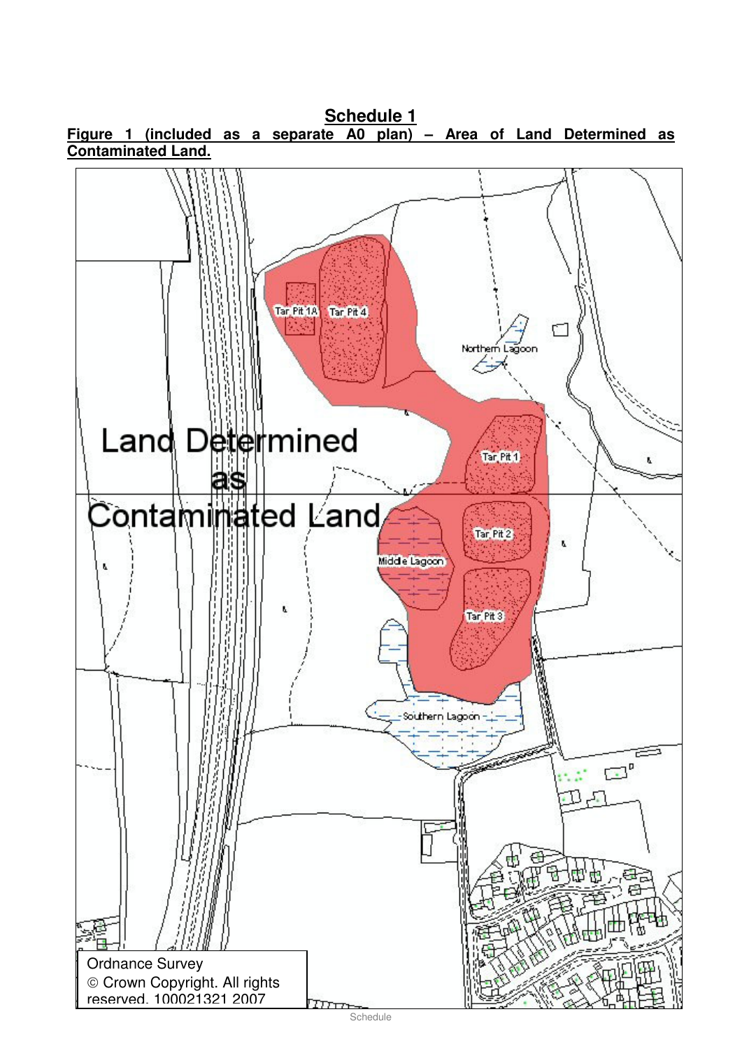# Schedule 1

**Figure 1 (included as a separate A0 plan) – Area of Land Determined as Contaminated Land.**

Land Determined as Contaminated Land

Tar Pit 1A

Tar Pit 4

Northern Lagoon

Tar Pit 1

Tar Pit 2

Middle Lagoon

Tar Pit 3

Southern Lagoon

Ordnance Survey
© Crown Copyright. All rights reserved. 100021321 2007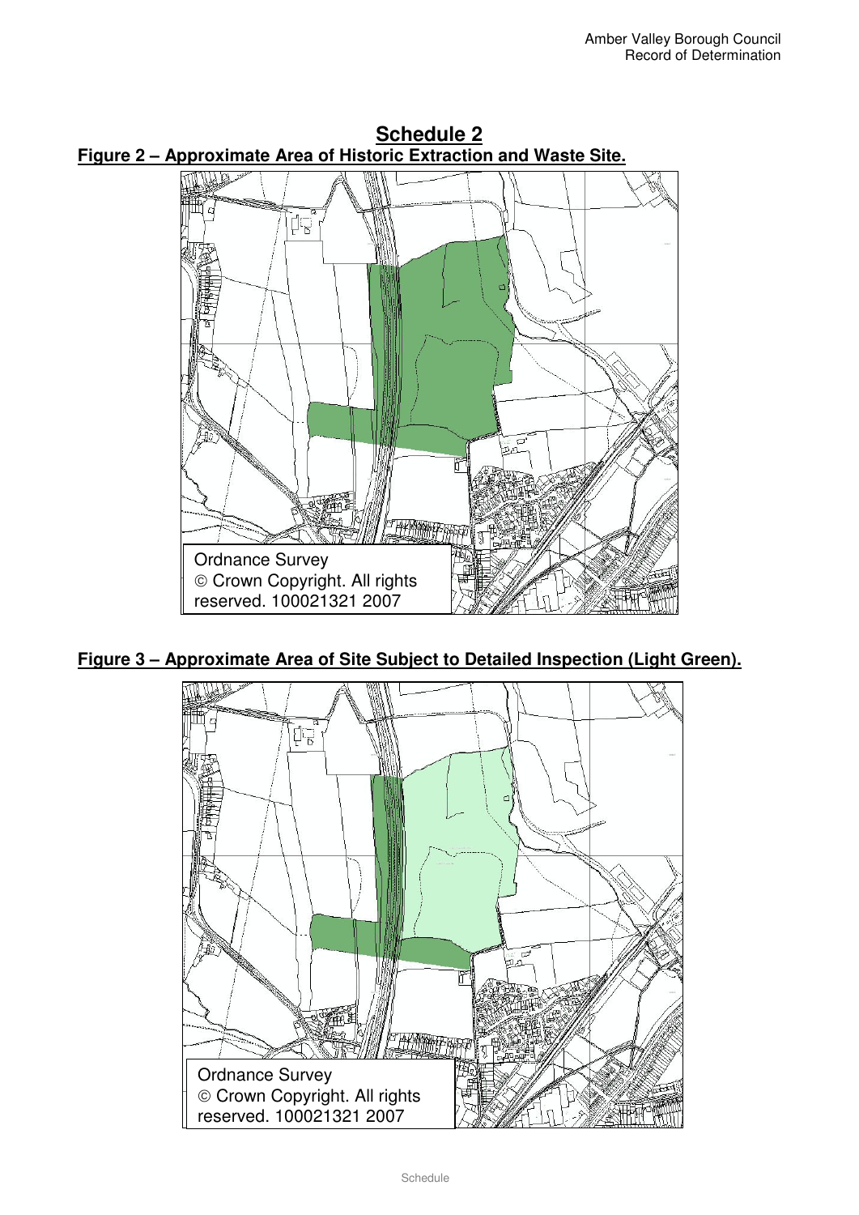## Schedule 2

**Figure 2 – Approximate Area of Historic Extraction and Waste Site.**

Ordnance Survey
© Crown Copyright. All rights reserved. 100021321 2007

**Figure 3 – Approximate Area of Site Subject to Detailed Inspection (Light Green).**

Ordnance Survey
© Crown Copyright. All rights reserved. 100021321 2007